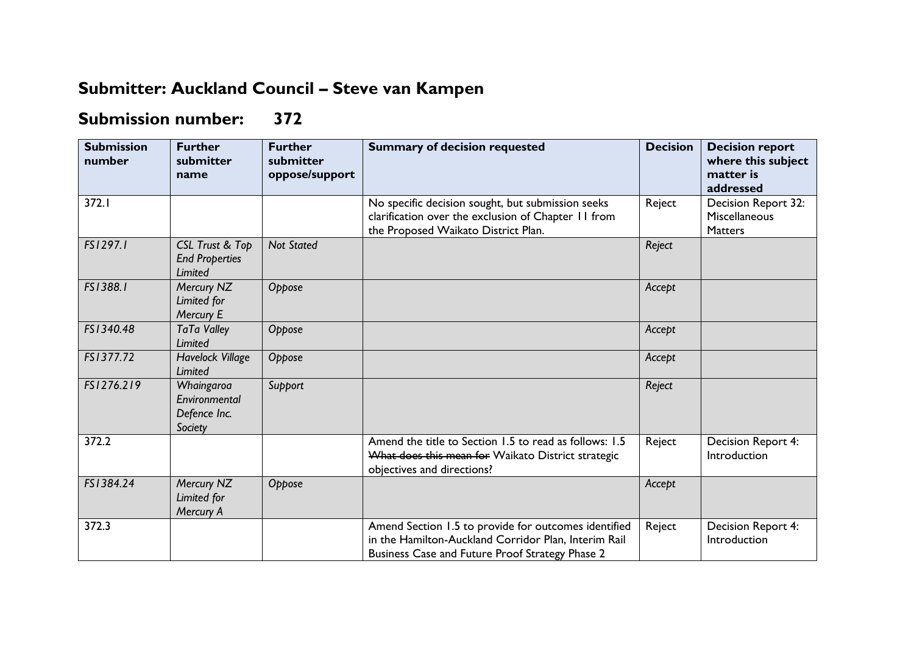## Submitter: Auckland Council – Steve van Kampen

## Submission number: 372

| Submission number | Further submitter name | Further submitter oppose/support | Summary of decision requested | Decision | Decision report where this subject matter is addressed |
|---|---|---|---|---|---|
| 372.1 | | | No specific decision sought, but submission seeks clarification over the exclusion of Chapter 11 from the Proposed Waikato District Plan. | Reject | Decision Report 32: Miscellaneous Matters |
| *FS1297.1* | *CSL Trust & Top End Properties Limited* | *Not Stated* | | *Reject* | |
| *FS1388.1* | *Mercury NZ Limited for Mercury E* | *Oppose* | | *Accept* | |
| *FS1340.48* | *TaTa Valley Limited* | *Oppose* | | *Accept* | |
| *FS1377.72* | *Havelock Village Limited* | *Oppose* | | *Accept* | |
| *FS1276.219* | *Whaingaroa Environmental Defence Inc. Society* | *Support* | | *Reject* | |
| 372.2 | | | Amend the title to Section 1.5 to read as follows: 1.5 ~~What does this mean for~~ Waikato District strategic objectives and directions? | Reject | Decision Report 4: Introduction |
| *FS1384.24* | *Mercury NZ Limited for Mercury A* | *Oppose* | | *Accept* | |
| 372.3 | | | Amend Section 1.5 to provide for outcomes identified in the Hamilton-Auckland Corridor Plan, Interim Rail Business Case and Future Proof Strategy Phase 2 | Reject | Decision Report 4: Introduction |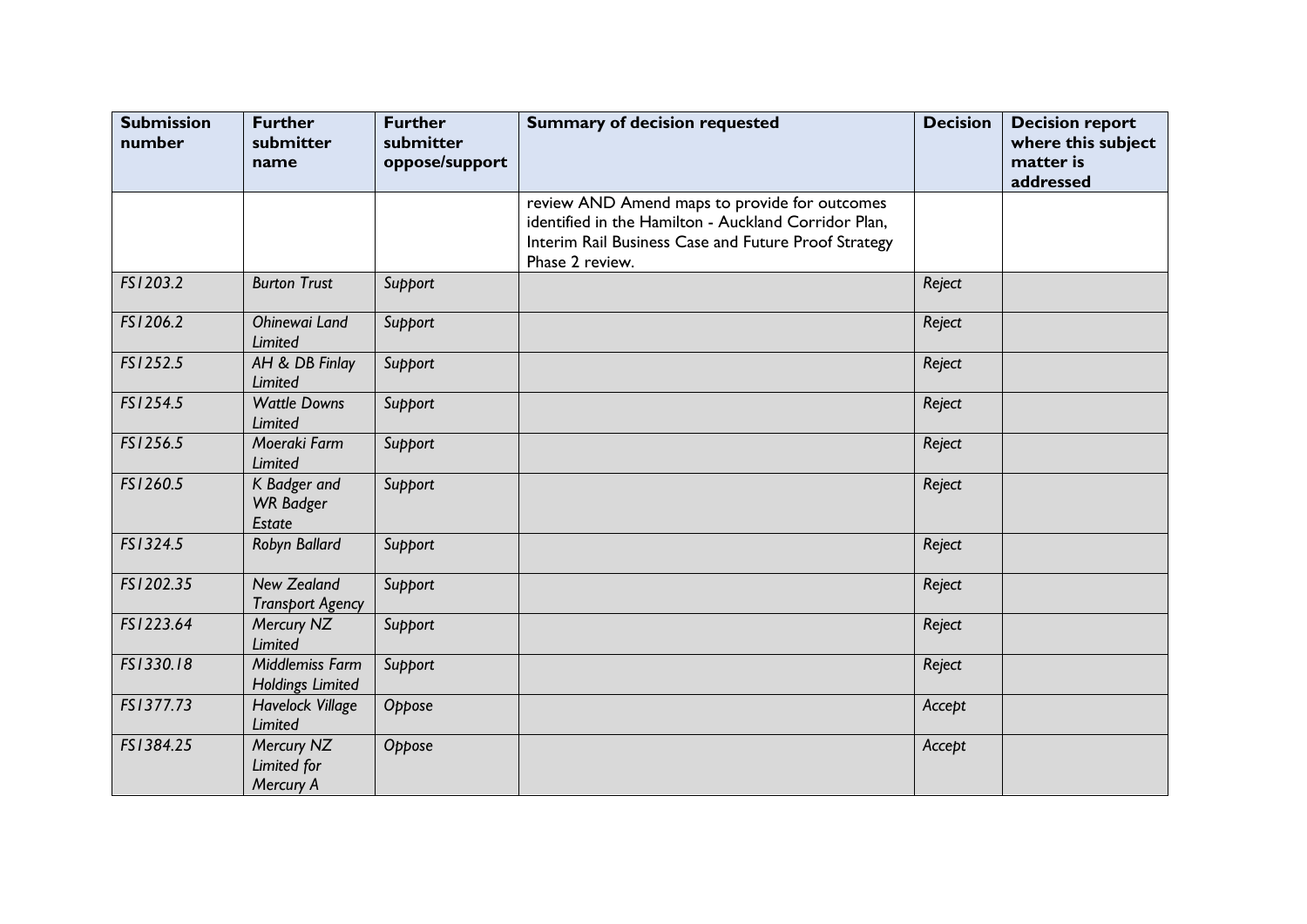| Submission number | Further submitter name | Further submitter oppose/support | Summary of decision requested | Decision | Decision report where this subject matter is addressed |
|---|---|---|---|---|---|
| | | | review AND Amend maps to provide for outcomes identified in the Hamilton - Auckland Corridor Plan, Interim Rail Business Case and Future Proof Strategy Phase 2 review. | | |
| *FS1203.2* | *Burton Trust* | *Support* | | *Reject* | |
| *FS1206.2* | *Ohinewai Land Limited* | *Support* | | *Reject* | |
| *FS1252.5* | *AH & DB Finlay Limited* | *Support* | | *Reject* | |
| *FS1254.5* | *Wattle Downs Limited* | *Support* | | *Reject* | |
| *FS1256.5* | *Moeraki Farm Limited* | *Support* | | *Reject* | |
| *FS1260.5* | *K Badger and WR Badger Estate* | *Support* | | *Reject* | |
| *FS1324.5* | *Robyn Ballard* | *Support* | | *Reject* | |
| *FS1202.35* | *New Zealand Transport Agency* | *Support* | | *Reject* | |
| *FS1223.64* | *Mercury NZ Limited* | *Support* | | *Reject* | |
| *FS1330.18* | *Middlemiss Farm Holdings Limited* | *Support* | | *Reject* | |
| *FS1377.73* | *Havelock Village Limited* | *Oppose* | | *Accept* | |
| *FS1384.25* | *Mercury NZ Limited for Mercury A* | *Oppose* | | *Accept* | |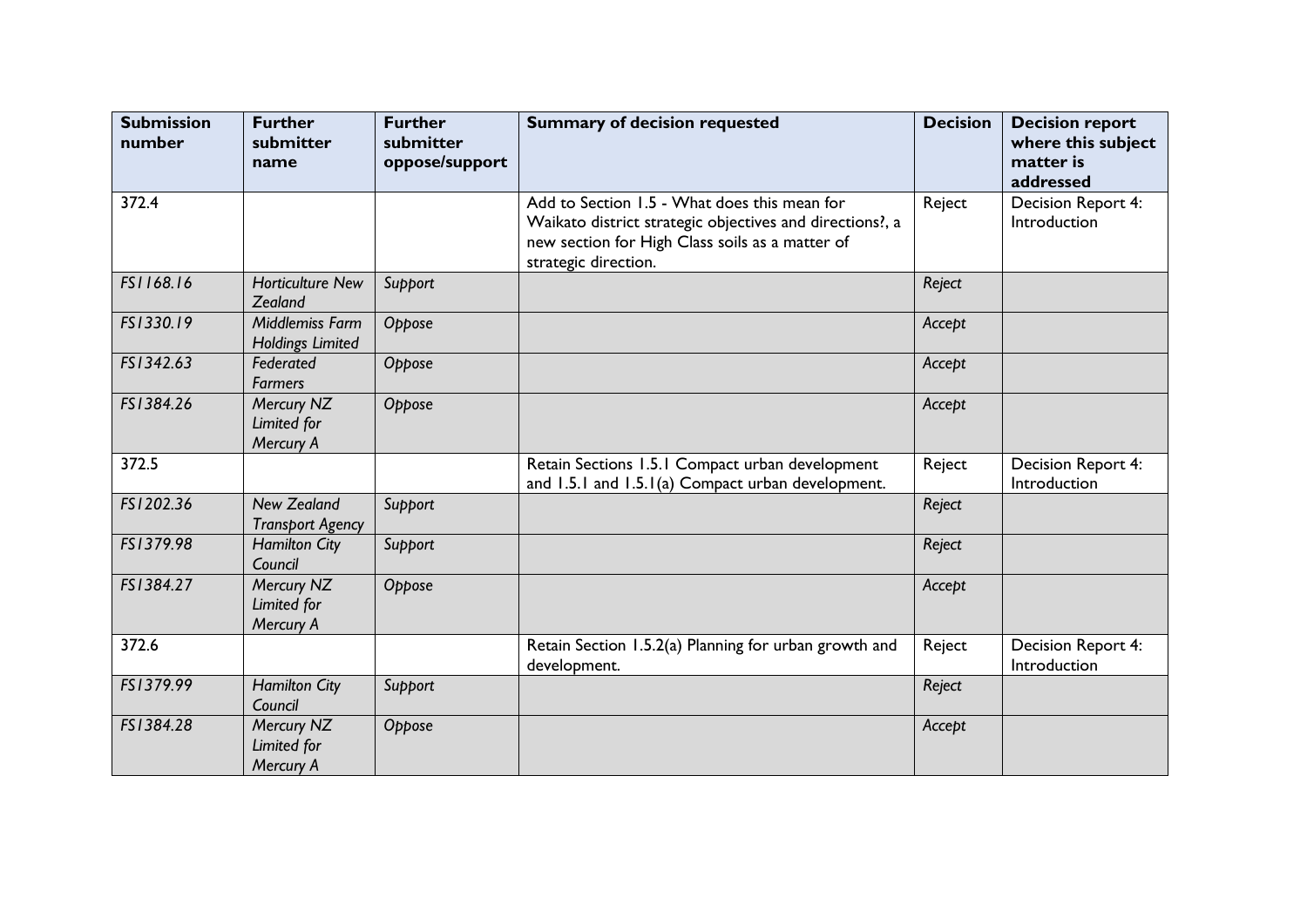| Submission number | Further submitter name | Further submitter oppose/support | Summary of decision requested | Decision | Decision report where this subject matter is addressed |
|---|---|---|---|---|---|
| 372.4 | | | Add to Section 1.5 - What does this mean for Waikato district strategic objectives and directions?, a new section for High Class soils as a matter of strategic direction. | Reject | Decision Report 4: Introduction |
| *FS1168.16* | *Horticulture New Zealand* | *Support* | | *Reject* | |
| *FS1330.19* | *Middlemiss Farm Holdings Limited* | *Oppose* | | *Accept* | |
| *FS1342.63* | *Federated Farmers* | *Oppose* | | *Accept* | |
| *FS1384.26* | *Mercury NZ Limited for Mercury A* | *Oppose* | | *Accept* | |
| 372.5 | | | Retain Sections 1.5.1 Compact urban development and 1.5.1 and 1.5.1(a) Compact urban development. | Reject | Decision Report 4: Introduction |
| *FS1202.36* | *New Zealand Transport Agency* | *Support* | | *Reject* | |
| *FS1379.98* | *Hamilton City Council* | *Support* | | *Reject* | |
| *FS1384.27* | *Mercury NZ Limited for Mercury A* | *Oppose* | | *Accept* | |
| 372.6 | | | Retain Section 1.5.2(a) Planning for urban growth and development. | Reject | Decision Report 4: Introduction |
| *FS1379.99* | *Hamilton City Council* | *Support* | | *Reject* | |
| *FS1384.28* | *Mercury NZ Limited for Mercury A* | *Oppose* | | *Accept* | |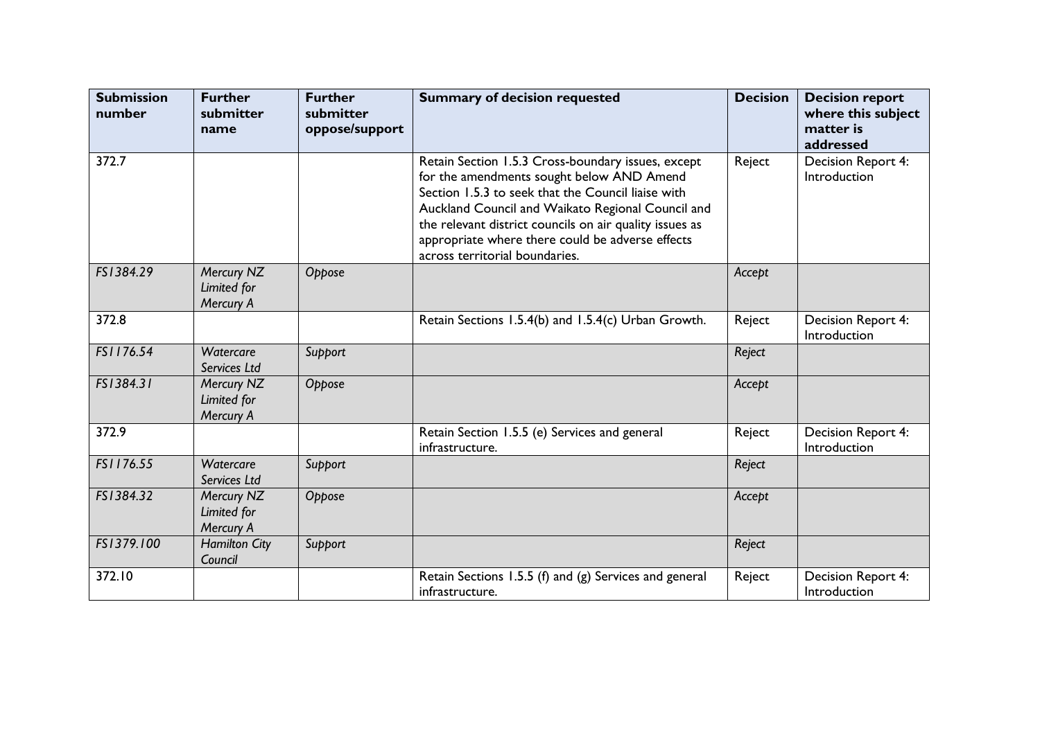| Submission number | Further submitter name | Further submitter oppose/support | Summary of decision requested | Decision | Decision report where this subject matter is addressed |
|---|---|---|---|---|---|
| 372.7 | | | Retain Section 1.5.3 Cross-boundary issues, except for the amendments sought below AND Amend Section 1.5.3 to seek that the Council liaise with Auckland Council and Waikato Regional Council and the relevant district councils on air quality issues as appropriate where there could be adverse effects across territorial boundaries. | Reject | Decision Report 4: Introduction |
| *FS1384.29* | *Mercury NZ Limited for Mercury A* | *Oppose* | | *Accept* | |
| 372.8 | | | Retain Sections 1.5.4(b) and 1.5.4(c) Urban Growth. | Reject | Decision Report 4: Introduction |
| *FS1176.54* | *Watercare Services Ltd* | *Support* | | *Reject* | |
| *FS1384.31* | *Mercury NZ Limited for Mercury A* | *Oppose* | | *Accept* | |
| 372.9 | | | Retain Section 1.5.5 (e) Services and general infrastructure. | Reject | Decision Report 4: Introduction |
| *FS1176.55* | *Watercare Services Ltd* | *Support* | | *Reject* | |
| *FS1384.32* | *Mercury NZ Limited for Mercury A* | *Oppose* | | *Accept* | |
| *FS1379.100* | *Hamilton City Council* | *Support* | | *Reject* | |
| 372.10 | | | Retain Sections 1.5.5 (f) and (g) Services and general infrastructure. | Reject | Decision Report 4: Introduction |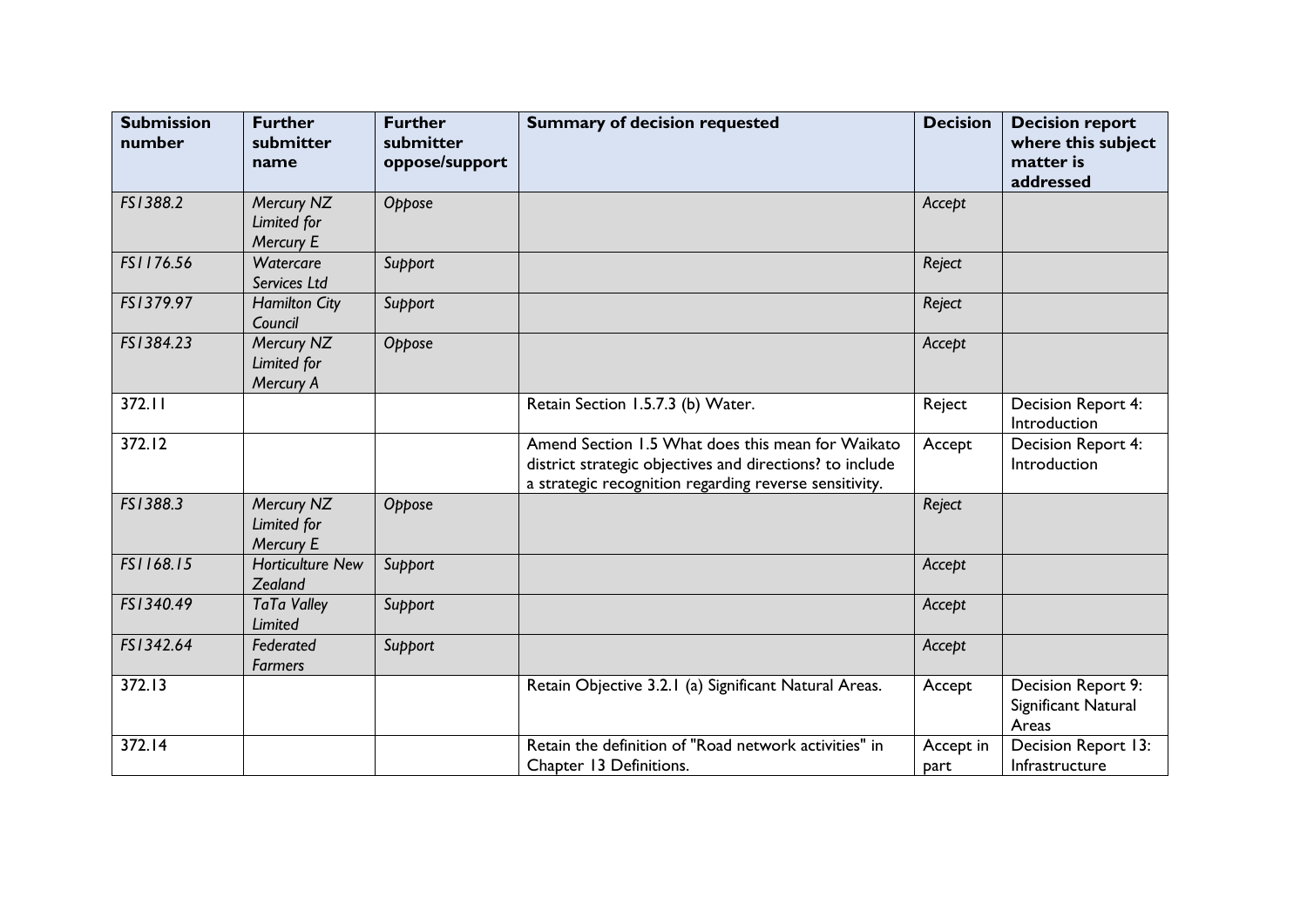| Submission number | Further submitter name | Further submitter oppose/support | Summary of decision requested | Decision | Decision report where this subject matter is addressed |
|---|---|---|---|---|---|
| *FS1388.2* | *Mercury NZ Limited for Mercury E* | *Oppose* | | *Accept* | |
| *FS1176.56* | *Watercare Services Ltd* | *Support* | | *Reject* | |
| *FS1379.97* | *Hamilton City Council* | *Support* | | *Reject* | |
| *FS1384.23* | *Mercury NZ Limited for Mercury A* | *Oppose* | | *Accept* | |
| 372.11 | | | Retain Section 1.5.7.3 (b) Water. | Reject | Decision Report 4: Introduction |
| 372.12 | | | Amend Section 1.5 What does this mean for Waikato district strategic objectives and directions? to include a strategic recognition regarding reverse sensitivity. | Accept | Decision Report 4: Introduction |
| *FS1388.3* | *Mercury NZ Limited for Mercury E* | *Oppose* | | *Reject* | |
| *FS1168.15* | *Horticulture New Zealand* | *Support* | | *Accept* | |
| *FS1340.49* | *TaTa Valley Limited* | *Support* | | *Accept* | |
| *FS1342.64* | *Federated Farmers* | *Support* | | *Accept* | |
| 372.13 | | | Retain Objective 3.2.1 (a) Significant Natural Areas. | Accept | Decision Report 9: Significant Natural Areas |
| 372.14 | | | Retain the definition of "Road network activities" in Chapter 13 Definitions. | Accept in part | Decision Report 13: Infrastructure |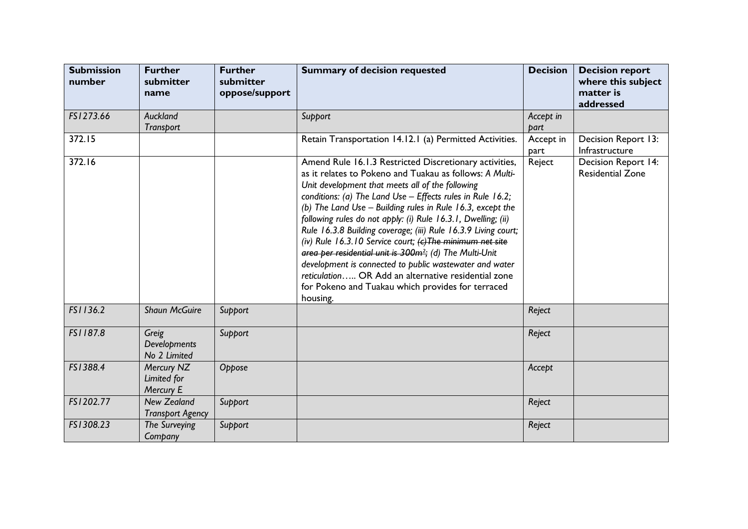| Submission number | Further submitter name | Further submitter oppose/support | Summary of decision requested | Decision | Decision report where this subject matter is addressed |
|---|---|---|---|---|---|
| *FS1273.66* | *Auckland Transport* | | *Support* | *Accept in part* | |
| 372.15 | | | Retain Transportation 14.12.1 (a) Permitted Activities. | Accept in part | Decision Report 13: Infrastructure |
| 372.16 | | | Amend Rule 16.1.3 Restricted Discretionary activities, as it relates to Pokeno and Tuakau as follows: *A Multi-Unit development that meets all of the following conditions: (a) The Land Use – Effects rules in Rule 16.2; (b) The Land Use – Building rules in Rule 16.3, except the following rules do not apply: (i) Rule 16.3.1, Dwelling; (ii) Rule 16.3.8 Building coverage; (iii) Rule 16.3.9 Living court; (iv) Rule 16.3.10 Service court; ~~(c)The minimum net site area per residential unit is 300m²~~; (d) The Multi-Unit development is connected to public wastewater and water reticulation…..* OR Add an alternative residential zone for Pokeno and Tuakau which provides for terraced housing. | Reject | Decision Report 14: Residential Zone |
| *FS1136.2* | *Shaun McGuire* | *Support* | | *Reject* | |
| *FS1187.8* | *Greig Developments No 2 Limited* | *Support* | | *Reject* | |
| *FS1388.4* | *Mercury NZ Limited for Mercury E* | *Oppose* | | *Accept* | |
| *FS1202.77* | *New Zealand Transport Agency* | *Support* | | *Reject* | |
| *FS1308.23* | *The Surveying Company* | *Support* | | *Reject* | |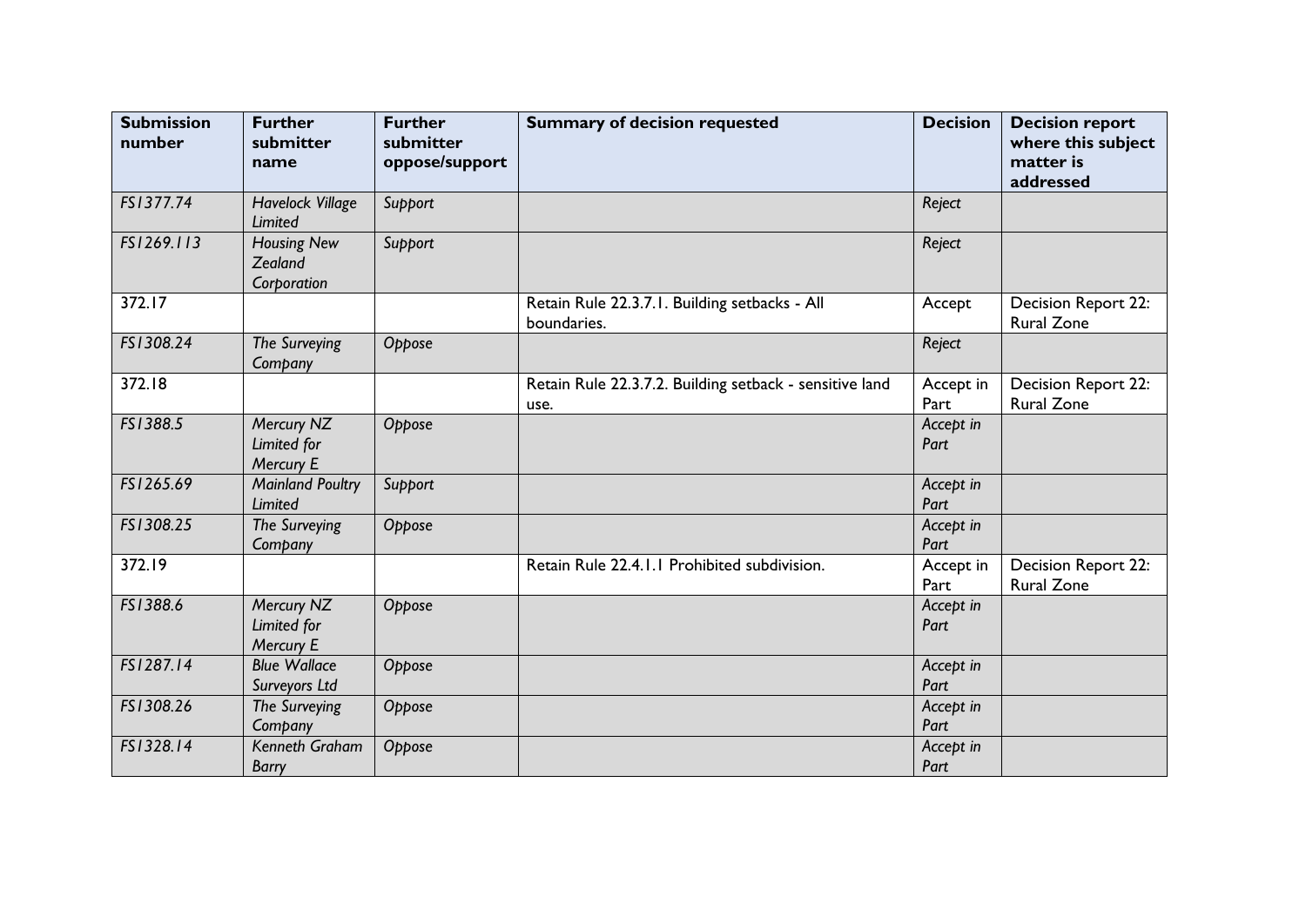| Submission number | Further submitter name | Further submitter oppose/support | Summary of decision requested | Decision | Decision report where this subject matter is addressed |
|---|---|---|---|---|---|
| *FS1377.74* | *Havelock Village Limited* | *Support* | | *Reject* | |
| *FS1269.113* | *Housing New Zealand Corporation* | *Support* | | *Reject* | |
| 372.17 | | | Retain Rule 22.3.7.1. Building setbacks - All boundaries. | Accept | Decision Report 22: Rural Zone |
| *FS1308.24* | *The Surveying Company* | *Oppose* | | *Reject* | |
| 372.18 | | | Retain Rule 22.3.7.2. Building setback - sensitive land use. | Accept in Part | Decision Report 22: Rural Zone |
| *FS1388.5* | *Mercury NZ Limited for Mercury E* | *Oppose* | | *Accept in Part* | |
| *FS1265.69* | *Mainland Poultry Limited* | *Support* | | *Accept in Part* | |
| *FS1308.25* | *The Surveying Company* | *Oppose* | | *Accept in Part* | |
| 372.19 | | | Retain Rule 22.4.1.1 Prohibited subdivision. | Accept in Part | Decision Report 22: Rural Zone |
| *FS1388.6* | *Mercury NZ Limited for Mercury E* | *Oppose* | | *Accept in Part* | |
| *FS1287.14* | *Blue Wallace Surveyors Ltd* | *Oppose* | | *Accept in Part* | |
| *FS1308.26* | *The Surveying Company* | *Oppose* | | *Accept in Part* | |
| *FS1328.14* | *Kenneth Graham Barry* | *Oppose* | | *Accept in Part* | |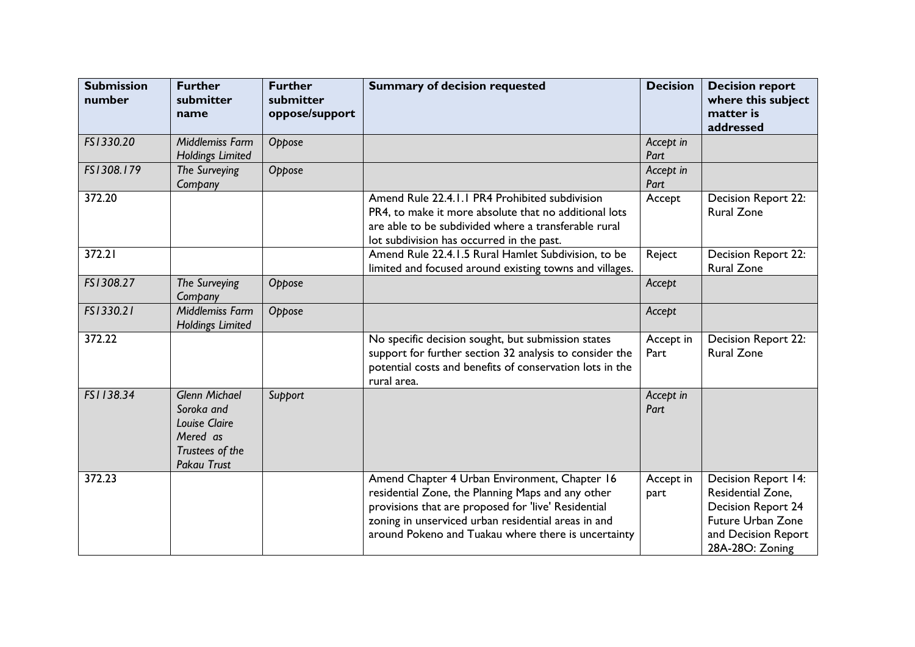| Submission number | Further submitter name | Further submitter oppose/support | Summary of decision requested | Decision | Decision report where this subject matter is addressed |
|---|---|---|---|---|---|
| *FS1330.20* | *Middlemiss Farm Holdings Limited* | *Oppose* | | *Accept in Part* | |
| *FS1308.179* | *The Surveying Company* | *Oppose* | | *Accept in Part* | |
| 372.20 | | | Amend Rule 22.4.1.1 PR4 Prohibited subdivision PR4, to make it more absolute that no additional lots are able to be subdivided where a transferable rural lot subdivision has occurred in the past. | Accept | Decision Report 22: Rural Zone |
| 372.21 | | | Amend Rule 22.4.1.5 Rural Hamlet Subdivision, to be limited and focused around existing towns and villages. | Reject | Decision Report 22: Rural Zone |
| *FS1308.27* | *The Surveying Company* | *Oppose* | | *Accept* | |
| *FS1330.21* | *Middlemiss Farm Holdings Limited* | *Oppose* | | *Accept* | |
| 372.22 | | | No specific decision sought, but submission states support for further section 32 analysis to consider the potential costs and benefits of conservation lots in the rural area. | Accept in Part | Decision Report 22: Rural Zone |
| *FS1138.34* | *Glenn Michael Soroka and Louise Claire Mered as Trustees of the Pakau Trust* | *Support* | | *Accept in Part* | |
| 372.23 | | | Amend Chapter 4 Urban Environment, Chapter 16 residential Zone, the Planning Maps and any other provisions that are proposed for 'live' Residential zoning in unserviced urban residential areas in and around Pokeno and Tuakau where there is uncertainty | Accept in part | Decision Report 14: Residential Zone, Decision Report 24 Future Urban Zone and Decision Report 28A-28O: Zoning |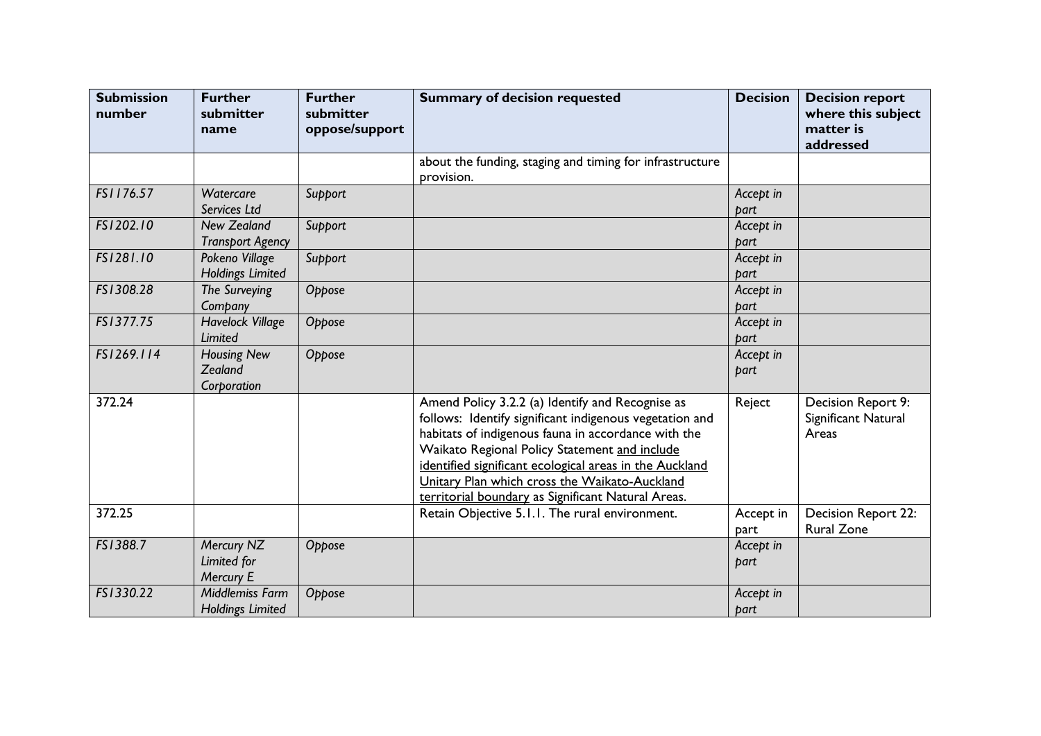| Submission number | Further submitter name | Further submitter oppose/support | Summary of decision requested | Decision | Decision report where this subject matter is addressed |
|---|---|---|---|---|---|
| | | | about the funding, staging and timing for infrastructure provision. | | |
| *FS1176.57* | *Watercare Services Ltd* | *Support* | | *Accept in part* | |
| *FS1202.10* | *New Zealand Transport Agency* | *Support* | | *Accept in part* | |
| *FS1281.10* | *Pokeno Village Holdings Limited* | *Support* | | *Accept in part* | |
| *FS1308.28* | *The Surveying Company* | *Oppose* | | *Accept in part* | |
| *FS1377.75* | *Havelock Village Limited* | *Oppose* | | *Accept in part* | |
| *FS1269.114* | *Housing New Zealand Corporation* | *Oppose* | | *Accept in part* | |
| 372.24 | | | Amend Policy 3.2.2 (a) Identify and Recognise as follows: Identify significant indigenous vegetation and habitats of indigenous fauna in accordance with the Waikato Regional Policy Statement <u>and include identified significant ecological areas in the Auckland Unitary Plan which cross the Waikato-Auckland territorial boundary</u> as Significant Natural Areas. | Reject | Decision Report 9: Significant Natural Areas |
| 372.25 | | | Retain Objective 5.1.1. The rural environment. | Accept in part | Decision Report 22: Rural Zone |
| *FS1388.7* | *Mercury NZ Limited for Mercury E* | *Oppose* | | *Accept in part* | |
| *FS1330.22* | *Middlemiss Farm Holdings Limited* | *Oppose* | | *Accept in part* | |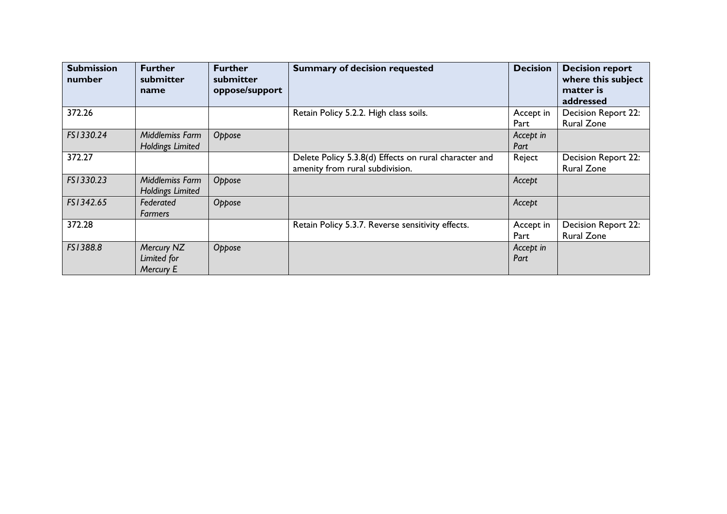| Submission number | Further submitter name | Further submitter oppose/support | Summary of decision requested | Decision | Decision report where this subject matter is addressed |
|---|---|---|---|---|---|
| 372.26 | | | Retain Policy 5.2.2. High class soils. | Accept in Part | Decision Report 22: Rural Zone |
| *FS1330.24* | *Middlemiss Farm Holdings Limited* | *Oppose* | | *Accept in Part* | |
| 372.27 | | | Delete Policy 5.3.8(d) Effects on rural character and amenity from rural subdivision. | Reject | Decision Report 22: Rural Zone |
| *FS1330.23* | *Middlemiss Farm Holdings Limited* | *Oppose* | | *Accept* | |
| *FS1342.65* | *Federated Farmers* | *Oppose* | | *Accept* | |
| 372.28 | | | Retain Policy 5.3.7. Reverse sensitivity effects. | Accept in Part | Decision Report 22: Rural Zone |
| *FS1388.8* | *Mercury NZ Limited for Mercury E* | *Oppose* | | *Accept in Part* | |